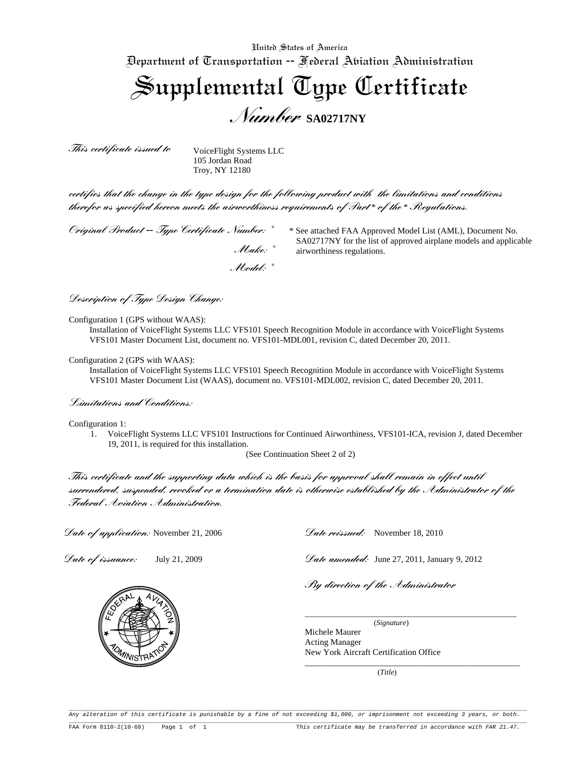United States of America
Department of Transportation -- Federal Aviation Administration

# Supplemental Type Certificate

## Number SA02717NY

*This certificate issued to*

VoiceFlight Systems LLC
105 Jordan Road
Troy, NY 12180

*certifies that the change in the type design for the following product with the limitations and conditions therefor as specified hereon meets the airworthiness requirements of Part * of the * Regulations.*

*Original Product -- Type Certificate Number:* *
*Make:* *
*Model:* *

* See attached FAA Approved Model List (AML), Document No. SA02717NY for the list of approved airplane models and applicable airworthiness regulations.

*Description of Type Design Change:*

Configuration 1 (GPS without WAAS):
Installation of VoiceFlight Systems LLC VFS101 Speech Recognition Module in accordance with VoiceFlight Systems VFS101 Master Document List, document no. VFS101-MDL001, revision C, dated December 20, 2011.

Configuration 2 (GPS with WAAS):
Installation of VoiceFlight Systems LLC VFS101 Speech Recognition Module in accordance with VoiceFlight Systems VFS101 Master Document List (WAAS), document no. VFS101-MDL002, revision C, dated December 20, 2011.

*Limitations and Conditions:*

Configuration 1:

1. VoiceFlight Systems LLC VFS101 Instructions for Continued Airworthiness, VFS101-ICA, revision J, dated December 19, 2011, is required for this installation.

(See Continuation Sheet 2 of 2)

*This certificate and the supporting data which is the basis for approval shall remain in effect until surrendered, suspended, revoked or a termination date is otherwise established by the Administrator of the Federal Aviation Administration.*

*Date of application:* November 21, 2006

*Date of issuance:* July 21, 2009

*Date reissued:* November 18, 2010

*Date amended:* June 27, 2011, January 9, 2012

*By direction of the Administrator*

(*Signature*)
Michele Maurer
Acting Manager
New York Aircraft Certification Office

(*Title*)

*Any alteration of this certificate is punishable by a fine of not exceeding $1,000, or imprisonment not exceeding 3 years, or both.*

FAA Form 8110-2(10-68) *This certificate may be transferred in accordance with FAR 21.47.*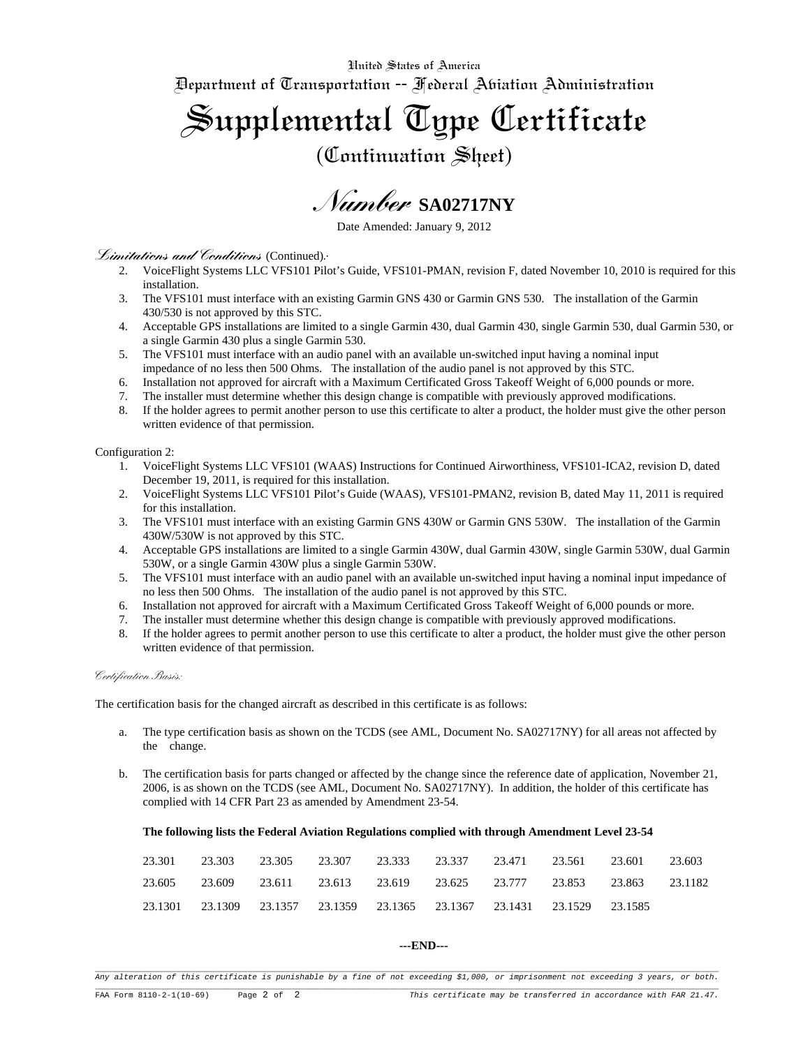United States of America

Department of Transportation -- Federal Aviation Administration

# Supplemental Type Certificate

## (Continuation Sheet)

## *Number* SA02717NY

Date Amended: January 9, 2012

*Limitations and Conditions* (Continued).·

2. VoiceFlight Systems LLC VFS101 Pilot's Guide, VFS101-PMAN, revision F, dated November 10, 2010 is required for this installation.
3. The VFS101 must interface with an existing Garmin GNS 430 or Garmin GNS 530. The installation of the Garmin 430/530 is not approved by this STC.
4. Acceptable GPS installations are limited to a single Garmin 430, dual Garmin 430, single Garmin 530, dual Garmin 530, or a single Garmin 430 plus a single Garmin 530.
5. The VFS101 must interface with an audio panel with an available un-switched input having a nominal input impedance of no less then 500 Ohms. The installation of the audio panel is not approved by this STC.
6. Installation not approved for aircraft with a Maximum Certificated Gross Takeoff Weight of 6,000 pounds or more.
7. The installer must determine whether this design change is compatible with previously approved modifications.
8. If the holder agrees to permit another person to use this certificate to alter a product, the holder must give the other person written evidence of that permission.

Configuration 2:

1. VoiceFlight Systems LLC VFS101 (WAAS) Instructions for Continued Airworthiness, VFS101-ICA2, revision D, dated December 19, 2011, is required for this installation.
2. VoiceFlight Systems LLC VFS101 Pilot's Guide (WAAS), VFS101-PMAN2, revision B, dated May 11, 2011 is required for this installation.
3. The VFS101 must interface with an existing Garmin GNS 430W or Garmin GNS 530W. The installation of the Garmin 430W/530W is not approved by this STC.
4. Acceptable GPS installations are limited to a single Garmin 430W, dual Garmin 430W, single Garmin 530W, dual Garmin 530W, or a single Garmin 430W plus a single Garmin 530W.
5. The VFS101 must interface with an audio panel with an available un-switched input having a nominal input impedance of no less then 500 Ohms. The installation of the audio panel is not approved by this STC.
6. Installation not approved for aircraft with a Maximum Certificated Gross Takeoff Weight of 6,000 pounds or more.
7. The installer must determine whether this design change is compatible with previously approved modifications.
8. If the holder agrees to permit another person to use this certificate to alter a product, the holder must give the other person written evidence of that permission.

*Certification Basis:*

The certification basis for the changed aircraft as described in this certificate is as follows:

a. The type certification basis as shown on the TCDS (see AML, Document No. SA02717NY) for all areas not affected by the change.

b. The certification basis for parts changed or affected by the change since the reference date of application, November 21, 2006, is as shown on the TCDS (see AML, Document No. SA02717NY). In addition, the holder of this certificate has complied with 14 CFR Part 23 as amended by Amendment 23-54.

**The following lists the Federal Aviation Regulations complied with through Amendment Level 23-54**

| | | | | | | | | | |
|---|---|---|---|---|---|---|---|---|---|
| 23.301 | 23.303 | 23.305 | 23.307 | 23.333 | 23.337 | 23.471 | 23.561 | 23.601 | 23.603 |
| 23.605 | 23.609 | 23.611 | 23.613 | 23.619 | 23.625 | 23.777 | 23.853 | 23.863 | 23.1182 |
| 23.1301 | 23.1309 | 23.1357 | 23.1359 | 23.1365 | 23.1367 | 23.1431 | 23.1529 | 23.1585 | |

**---END---**

*Any alteration of this certificate is punishable by a fine of not exceeding $1,000, or imprisonment not exceeding 3 years, or both.*

FAA Form 8110-2-1(10-69) *This certificate may be transferred in accordance with FAR 21.47.*